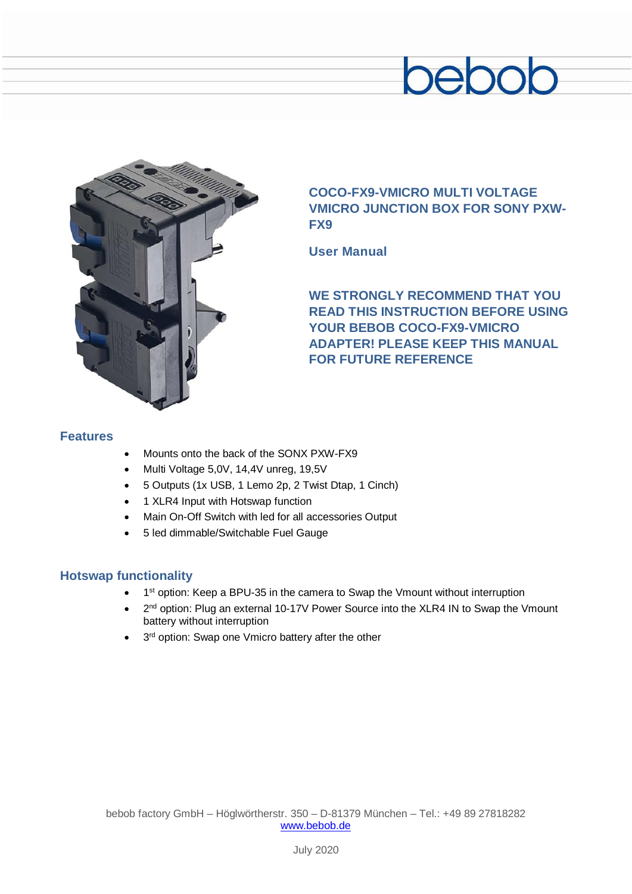bebob

## COCO-FX9-VMICRO MULTI VOLTAGE VMICRO JUNCTION BOX FOR SONY PXW-FX9

### User Manual

**WE STRONGLY RECOMMEND THAT YOU READ THIS INSTRUCTION BEFORE USING YOUR BEBOB COCO-FX9-VMICRO ADAPTER! PLEASE KEEP THIS MANUAL FOR FUTURE REFERENCE**

## Features

- Mounts onto the back of the SONX PXW-FX9
- Multi Voltage 5,0V, 14,4V unreg, 19,5V
- 5 Outputs (1x USB, 1 Lemo 2p, 2 Twist Dtap, 1 Cinch)
- 1 XLR4 Input with Hotswap function
- Main On-Off Switch with led for all accessories Output
- 5 led dimmable/Switchable Fuel Gauge

## Hotswap functionality

- 1st option: Keep a BPU-35 in the camera to Swap the Vmount without interruption
- 2nd option: Plug an external 10-17V Power Source into the XLR4 IN to Swap the Vmount battery without interruption
- 3rd option: Swap one Vmicro battery after the other

bebob factory GmbH – Höglwörtherstr. 350 – D-81379 München – Tel.: +49 89 27818282
[www.bebob.de](http://www.bebob.de)

July 2020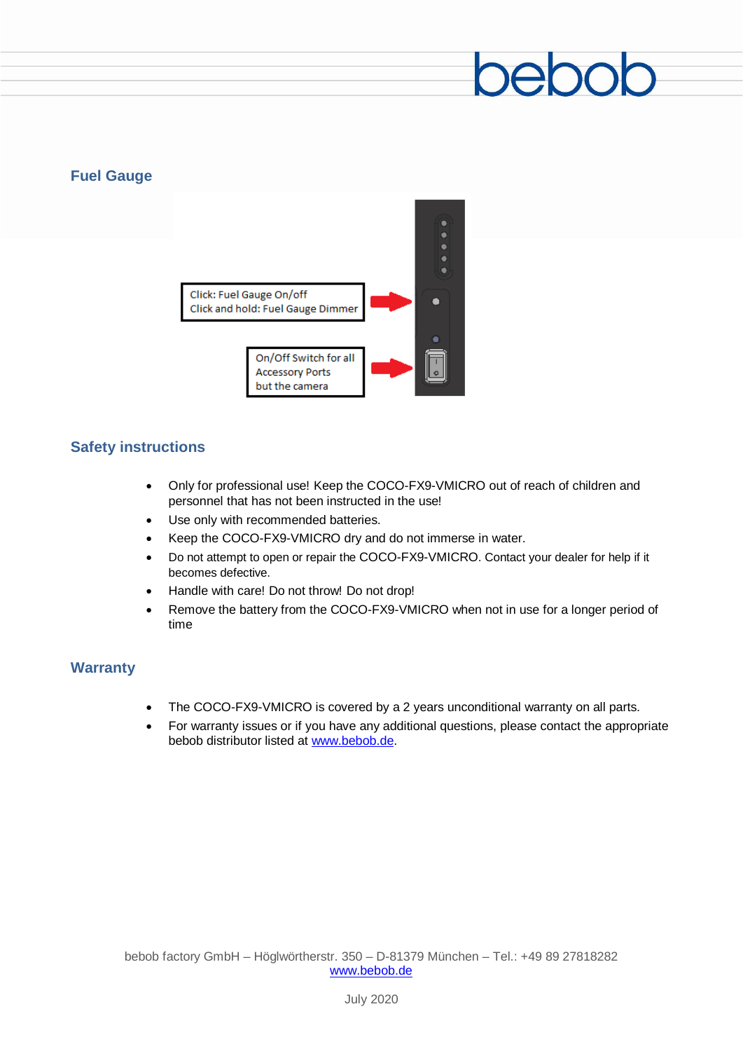## Fuel Gauge

Click: Fuel Gauge On/off
Click and hold: Fuel Gauge Dimmer

On/Off Switch for all Accessory Ports but the camera

## Safety instructions

- Only for professional use! Keep the COCO-FX9-VMICRO out of reach of children and personnel that has not been instructed in the use!
- Use only with recommended batteries.
- Keep the COCO-FX9-VMICRO dry and do not immerse in water.
- Do not attempt to open or repair the COCO-FX9-VMICRO. Contact your dealer for help if it becomes defective.
- Handle with care! Do not throw! Do not drop!
- Remove the battery from the COCO-FX9-VMICRO when not in use for a longer period of time

## Warranty

- The COCO-FX9-VMICRO is covered by a 2 years unconditional warranty on all parts.
- For warranty issues or if you have any additional questions, please contact the appropriate bebob distributor listed at www.bebob.de.

bebob factory GmbH – Höglwörtherstr. 350 – D-81379 München – Tel.: +49 89 27818282
www.bebob.de

July 2020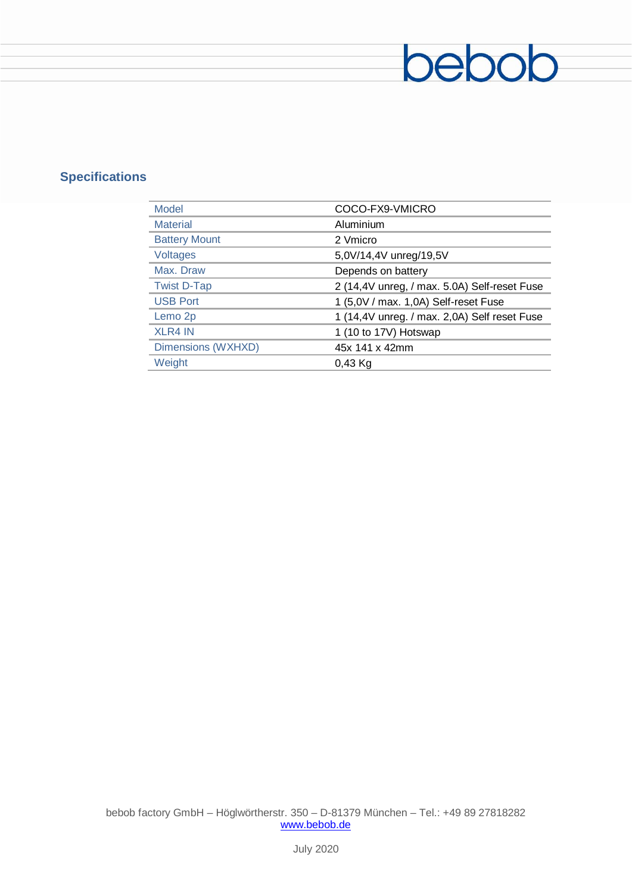## Specifications

| | |
|---|---|
| Model | COCO-FX9-VMICRO |
| Material | Aluminium |
| Battery Mount | 2 Vmicro |
| Voltages | 5,0V/14,4V unreg/19,5V |
| Max. Draw | Depends on battery |
| Twist D-Tap | 2 (14,4V unreg, / max. 5.0A) Self-reset Fuse |
| USB Port | 1 (5,0V / max. 1,0A) Self-reset Fuse |
| Lemo 2p | 1 (14,4V unreg. / max. 2,0A) Self reset Fuse |
| XLR4 IN | 1 (10 to 17V) Hotswap |
| Dimensions (WXHXD) | 45x 141 x 42mm |
| Weight | 0,43 Kg |

bebob factory GmbH – Höglwörtherstr. 350 – D-81379 München – Tel.: +49 89 27818282
www.bebob.de

July 2020